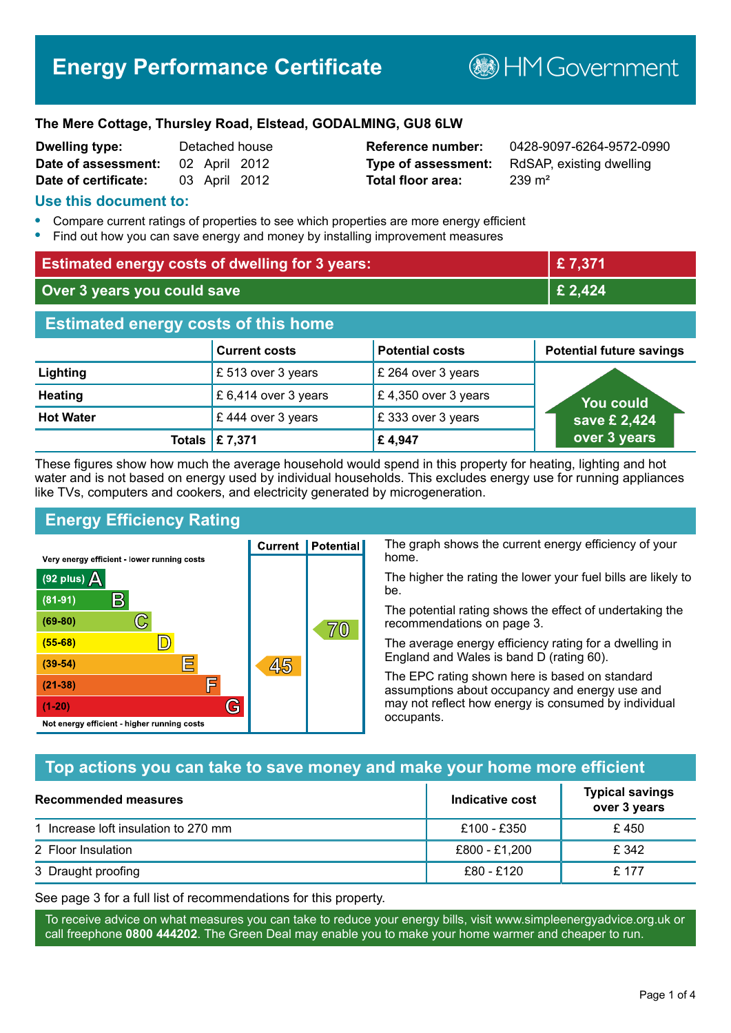# Energy Performance Certificate

HM Government

**The Mere Cottage, Thursley Road, Elstead, GODALMING, GU8 6LW**

| | | | |
|---|---|---|---|
| **Dwelling type:** | Detached house | **Reference number:** | 0428-9097-6264-9572-0990 |
| **Date of assessment:** | 02 April 2012 | **Type of assessment:** | RdSAP, existing dwelling |
| **Date of certificate:** | 03 April 2012 | **Total floor area:** | 239 m² |

## Use this document to:

- Compare current ratings of properties to see which properties are more energy efficient
- Find out how you can save energy and money by installing improvement measures

| | |
|---|---|
| **Estimated energy costs of dwelling for 3 years:** | **£ 7,371** |
| **Over 3 years you could save** | **£ 2,424** |

## Estimated energy costs of this home

| | Current costs | Potential costs | Potential future savings |
|---|---|---|---|
| **Lighting** | £ 513 over 3 years | £ 264 over 3 years | You could save £ 2,424 over 3 years |
| **Heating** | £ 6,414 over 3 years | £ 4,350 over 3 years | |
| **Hot Water** | £ 444 over 3 years | £ 333 over 3 years | |
| **Totals** | **£ 7,371** | **£ 4,947** | |

These figures show how much the average household would spend in this property for heating, lighting and hot water and is not based on energy used by individual households. This excludes energy use for running appliances like TVs, computers and cookers, and electricity generated by microgeneration.

## Energy Efficiency Rating

Very energy efficient - lower running costs

| Rating | Band | Current | Potential |
|---|---|---|---|
| (92 plus) | A | | |
| (81-91) | B | | |
| (69-80) | C | | 70 |
| (55-68) | D | | |
| (39-54) | E | 45 | |
| (21-38) | F | | |
| (1-20) | G | | |

Not energy efficient - higher running costs

The graph shows the current energy efficiency of your home.

The higher the rating the lower your fuel bills are likely to be.

The potential rating shows the effect of undertaking the recommendations on page 3.

The average energy efficiency rating for a dwelling in England and Wales is band D (rating 60).

The EPC rating shown here is based on standard assumptions about occupancy and energy use and may not reflect how energy is consumed by individual occupants.

## Top actions you can take to save money and make your home more efficient

| Recommended measures | Indicative cost | Typical savings over 3 years |
|---|---|---|
| 1 Increase loft insulation to 270 mm | £100 - £350 | £ 450 |
| 2 Floor Insulation | £800 - £1,200 | £ 342 |
| 3 Draught proofing | £80 - £120 | £ 177 |

See page 3 for a full list of recommendations for this property.

To receive advice on what measures you can take to reduce your energy bills, visit www.simpleenergyadvice.org.uk or call freephone **0800 444202**. The Green Deal may enable you to make your home warmer and cheaper to run.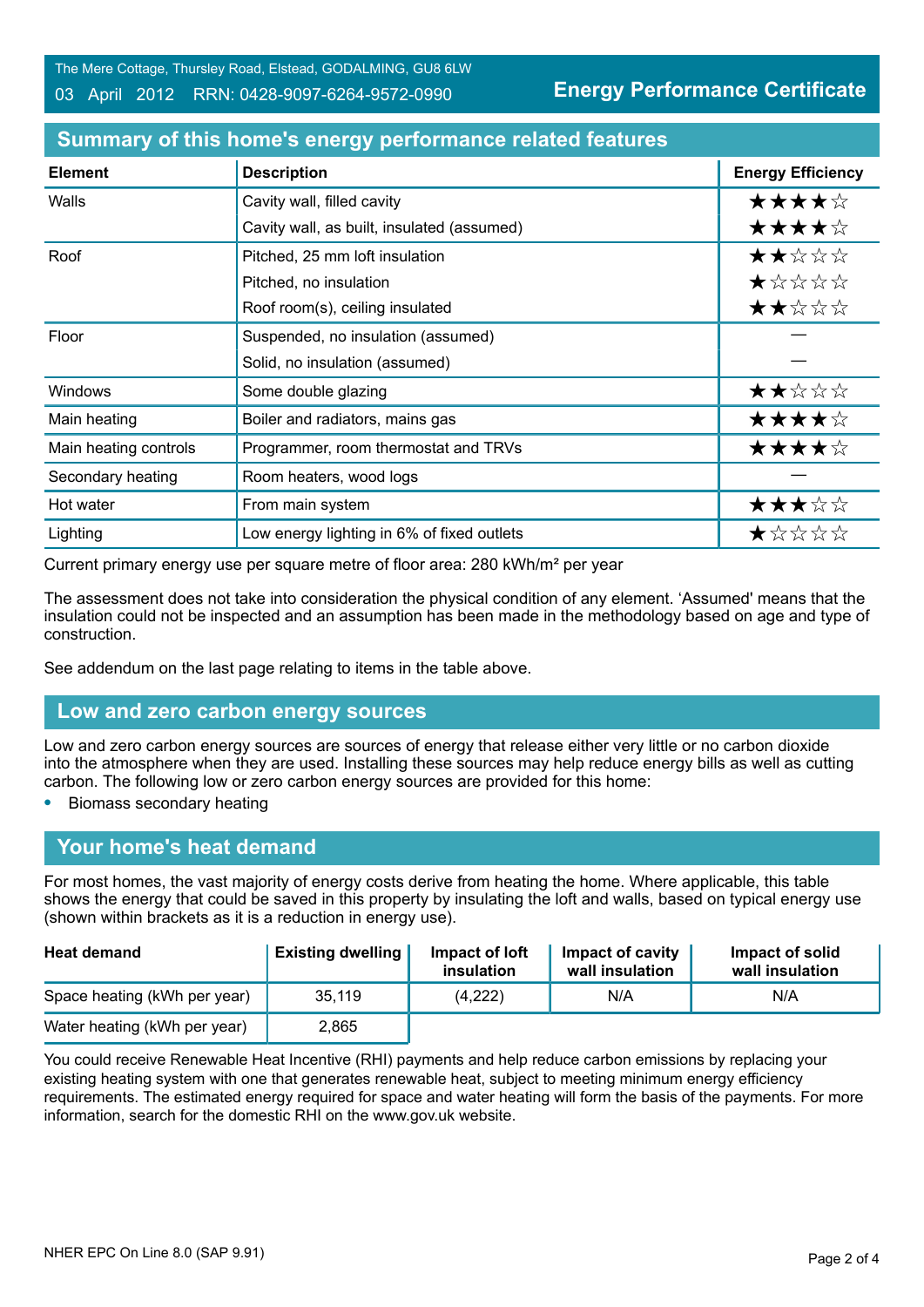The Mere Cottage, Thursley Road, Elstead, GODALMING, GU8 6LW
03 April 2012 RRN: 0428-9097-6264-9572-0990

**Energy Performance Certificate**

## Summary of this home's energy performance related features

| Element | Description | Energy Efficiency |
|---|---|---|
| Walls | Cavity wall, filled cavity | ★★★★☆ |
| | Cavity wall, as built, insulated (assumed) | ★★★★☆ |
| Roof | Pitched, 25 mm loft insulation | ★★☆☆☆ |
| | Pitched, no insulation | ★☆☆☆☆ |
| | Roof room(s), ceiling insulated | ★★☆☆☆ |
| Floor | Suspended, no insulation (assumed) | — |
| | Solid, no insulation (assumed) | — |
| Windows | Some double glazing | ★★☆☆☆ |
| Main heating | Boiler and radiators, mains gas | ★★★★☆ |
| Main heating controls | Programmer, room thermostat and TRVs | ★★★★☆ |
| Secondary heating | Room heaters, wood logs | — |
| Hot water | From main system | ★★★☆☆ |
| Lighting | Low energy lighting in 6% of fixed outlets | ★☆☆☆☆ |

Current primary energy use per square metre of floor area: 280 kWh/m² per year

The assessment does not take into consideration the physical condition of any element. 'Assumed' means that the insulation could not be inspected and an assumption has been made in the methodology based on age and type of construction.

See addendum on the last page relating to items in the table above.

## Low and zero carbon energy sources

Low and zero carbon energy sources are sources of energy that release either very little or no carbon dioxide into the atmosphere when they are used. Installing these sources may help reduce energy bills as well as cutting carbon. The following low or zero carbon energy sources are provided for this home:

- Biomass secondary heating

## Your home's heat demand

For most homes, the vast majority of energy costs derive from heating the home. Where applicable, this table shows the energy that could be saved in this property by insulating the loft and walls, based on typical energy use (shown within brackets as it is a reduction in energy use).

| Heat demand | Existing dwelling | Impact of loft insulation | Impact of cavity wall insulation | Impact of solid wall insulation |
|---|---|---|---|---|
| Space heating (kWh per year) | 35,119 | (4,222) | N/A | N/A |
| Water heating (kWh per year) | 2,865 | | | |

You could receive Renewable Heat Incentive (RHI) payments and help reduce carbon emissions by replacing your existing heating system with one that generates renewable heat, subject to meeting minimum energy efficiency requirements. The estimated energy required for space and water heating will form the basis of the payments. For more information, search for the domestic RHI on the www.gov.uk website.

NHER EPC On Line 8.0 (SAP 9.91)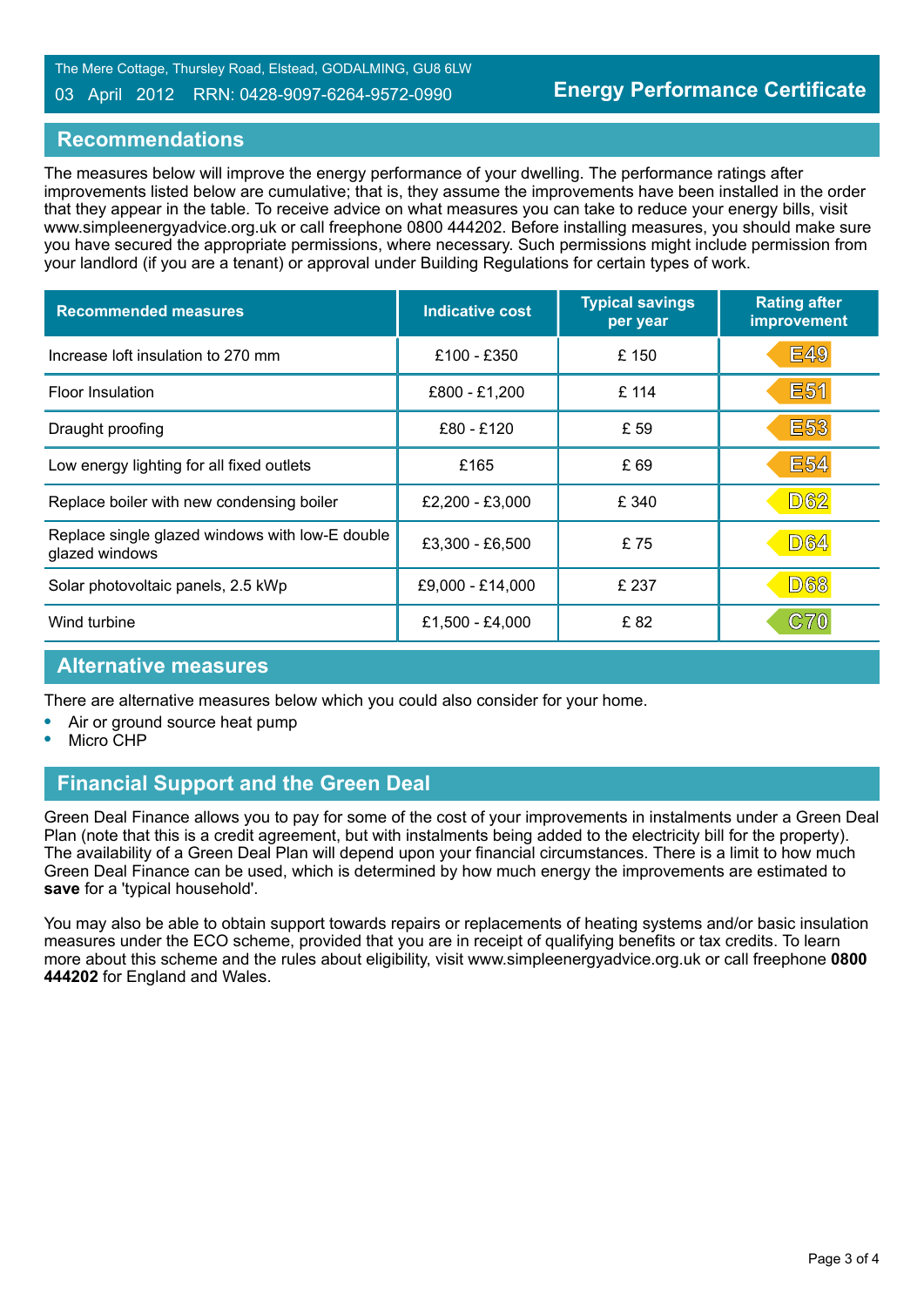## Recommendations

The measures below will improve the energy performance of your dwelling. The performance ratings after improvements listed below are cumulative; that is, they assume the improvements have been installed in the order that they appear in the table. To receive advice on what measures you can take to reduce your energy bills, visit www.simpleenergyadvice.org.uk or call freephone 0800 444202. Before installing measures, you should make sure you have secured the appropriate permissions, where necessary. Such permissions might include permission from your landlord (if you are a tenant) or approval under Building Regulations for certain types of work.

| Recommended measures | Indicative cost | Typical savings per year | Rating after improvement |
|---|---|---|---|
| Increase loft insulation to 270 mm | £100 - £350 | £ 150 | E49 |
| Floor Insulation | £800 - £1,200 | £ 114 | E51 |
| Draught proofing | £80 - £120 | £ 59 | E53 |
| Low energy lighting for all fixed outlets | £165 | £ 69 | E54 |
| Replace boiler with new condensing boiler | £2,200 - £3,000 | £ 340 | D62 |
| Replace single glazed windows with low-E double glazed windows | £3,300 - £6,500 | £ 75 | D64 |
| Solar photovoltaic panels, 2.5 kWp | £9,000 - £14,000 | £ 237 | D68 |
| Wind turbine | £1,500 - £4,000 | £ 82 | C70 |

## Alternative measures

There are alternative measures below which you could also consider for your home.

- Air or ground source heat pump
- Micro CHP

## Financial Support and the Green Deal

Green Deal Finance allows you to pay for some of the cost of your improvements in instalments under a Green Deal Plan (note that this is a credit agreement, but with instalments being added to the electricity bill for the property). The availability of a Green Deal Plan will depend upon your financial circumstances. There is a limit to how much Green Deal Finance can be used, which is determined by how much energy the improvements are estimated to **save** for a 'typical household'.

You may also be able to obtain support towards repairs or replacements of heating systems and/or basic insulation measures under the ECO scheme, provided that you are in receipt of qualifying benefits or tax credits. To learn more about this scheme and the rules about eligibility, visit www.simpleenergyadvice.org.uk or call freephone **0800 444202** for England and Wales.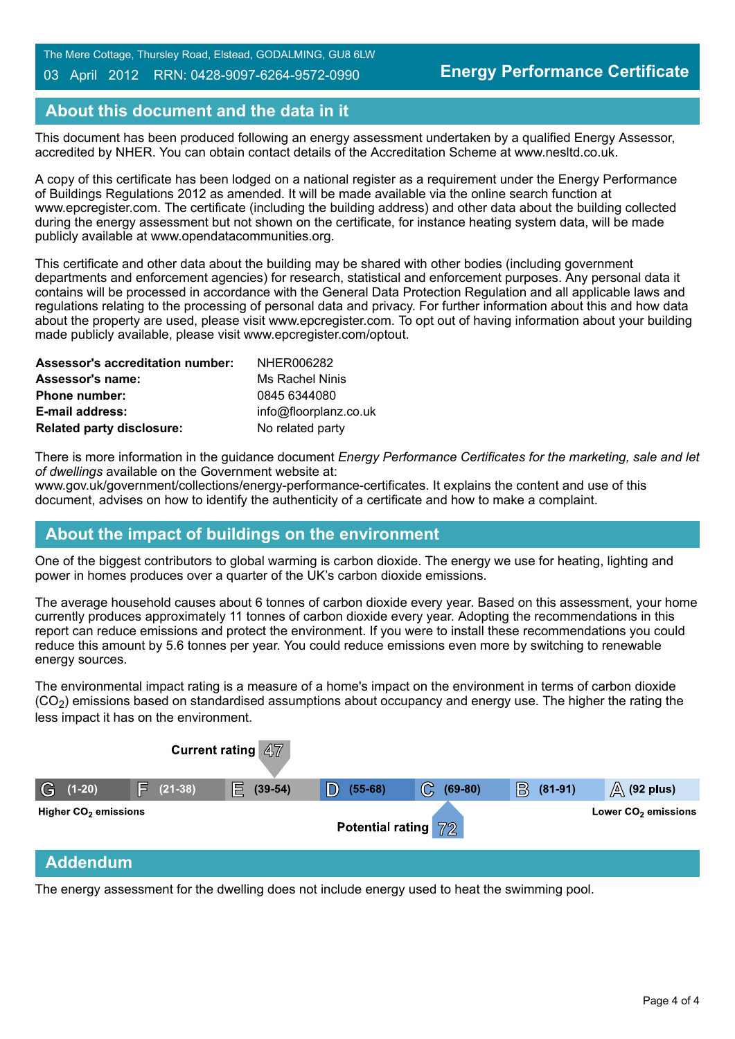The Mere Cottage, Thursley Road, Elstead, GODALMING, GU8 6LW

03 April 2012 RRN: 0428-9097-6264-9572-0990

**Energy Performance Certificate**

## About this document and the data in it

This document has been produced following an energy assessment undertaken by a qualified Energy Assessor, accredited by NHER. You can obtain contact details of the Accreditation Scheme at www.nesltd.co.uk.

A copy of this certificate has been lodged on a national register as a requirement under the Energy Performance of Buildings Regulations 2012 as amended. It will be made available via the online search function at www.epcregister.com. The certificate (including the building address) and other data about the building collected during the energy assessment but not shown on the certificate, for instance heating system data, will be made publicly available at www.opendatacommunities.org.

This certificate and other data about the building may be shared with other bodies (including government departments and enforcement agencies) for research, statistical and enforcement purposes. Any personal data it contains will be processed in accordance with the General Data Protection Regulation and all applicable laws and regulations relating to the processing of personal data and privacy. For further information about this and how data about the property are used, please visit www.epcregister.com. To opt out of having information about your building made publicly available, please visit www.epcregister.com/optout.

| | |
|---|---|
| **Assessor's accreditation number:** | NHER006282 |
| **Assessor's name:** | Ms Rachel Ninis |
| **Phone number:** | 0845 6344080 |
| **E-mail address:** | info@floorplanz.co.uk |
| **Related party disclosure:** | No related party |

There is more information in the guidance document *Energy Performance Certificates for the marketing, sale and let of dwellings* available on the Government website at: www.gov.uk/government/collections/energy-performance-certificates. It explains the content and use of this document, advises on how to identify the authenticity of a certificate and how to make a complaint.

## About the impact of buildings on the environment

One of the biggest contributors to global warming is carbon dioxide. The energy we use for heating, lighting and power in homes produces over a quarter of the UK's carbon dioxide emissions.

The average household causes about 6 tonnes of carbon dioxide every year. Based on this assessment, your home currently produces approximately 11 tonnes of carbon dioxide every year. Adopting the recommendations in this report can reduce emissions and protect the environment. If you were to install these recommendations you could reduce this amount by 5.6 tonnes per year. You could reduce emissions even more by switching to renewable energy sources.

The environmental impact rating is a measure of a home's impact on the environment in terms of carbon dioxide ($CO_2$) emissions based on standardised assumptions about occupancy and energy use. The higher the rating the less impact it has on the environment.

Current rating 47

G (1-20) F (21-38) E (39-54) D (55-68) C (69-80) B (81-91) A (92 plus)

Higher $CO_2$ emissions

Lower $CO_2$ emissions

Potential rating 72

## Addendum

The energy assessment for the dwelling does not include energy used to heat the swimming pool.